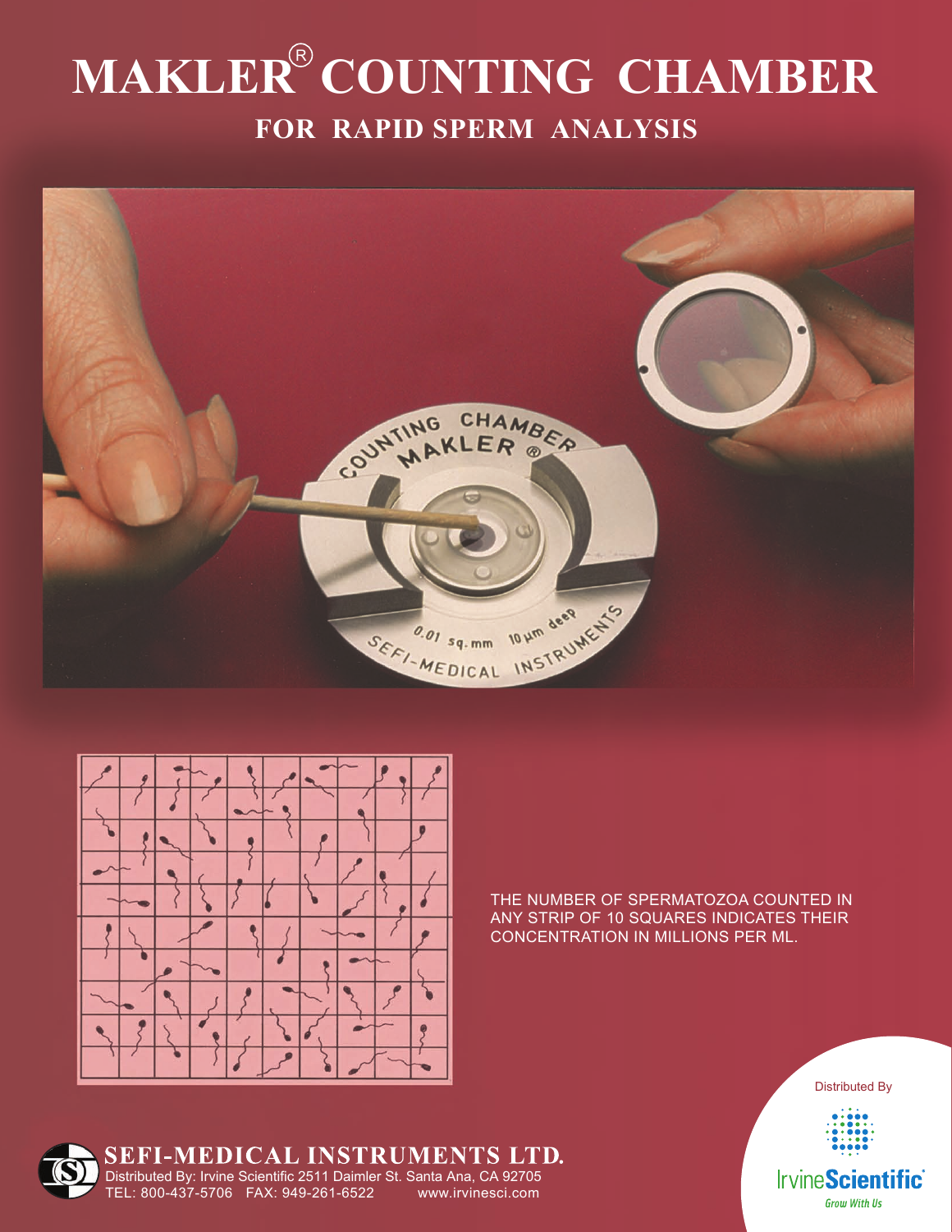# MAKLER® COUNTING CHAMBER

## FOR RAPID SPERM ANALYSIS

THE NUMBER OF SPERMATOZOA COUNTED IN ANY STRIP OF 10 SQUARES INDICATES THEIR CONCENTRATION IN MILLIONS PER ML.

**SEFI-MEDICAL INSTRUMENTS LTD.**

Distributed By: Irvine Scientific 2511 Daimler St. Santa Ana, CA 92705

TEL: 800-437-5706 FAX: 949-261-6522 www.irvinesci.com

Distributed By

IrvineScientific®

Grow With Us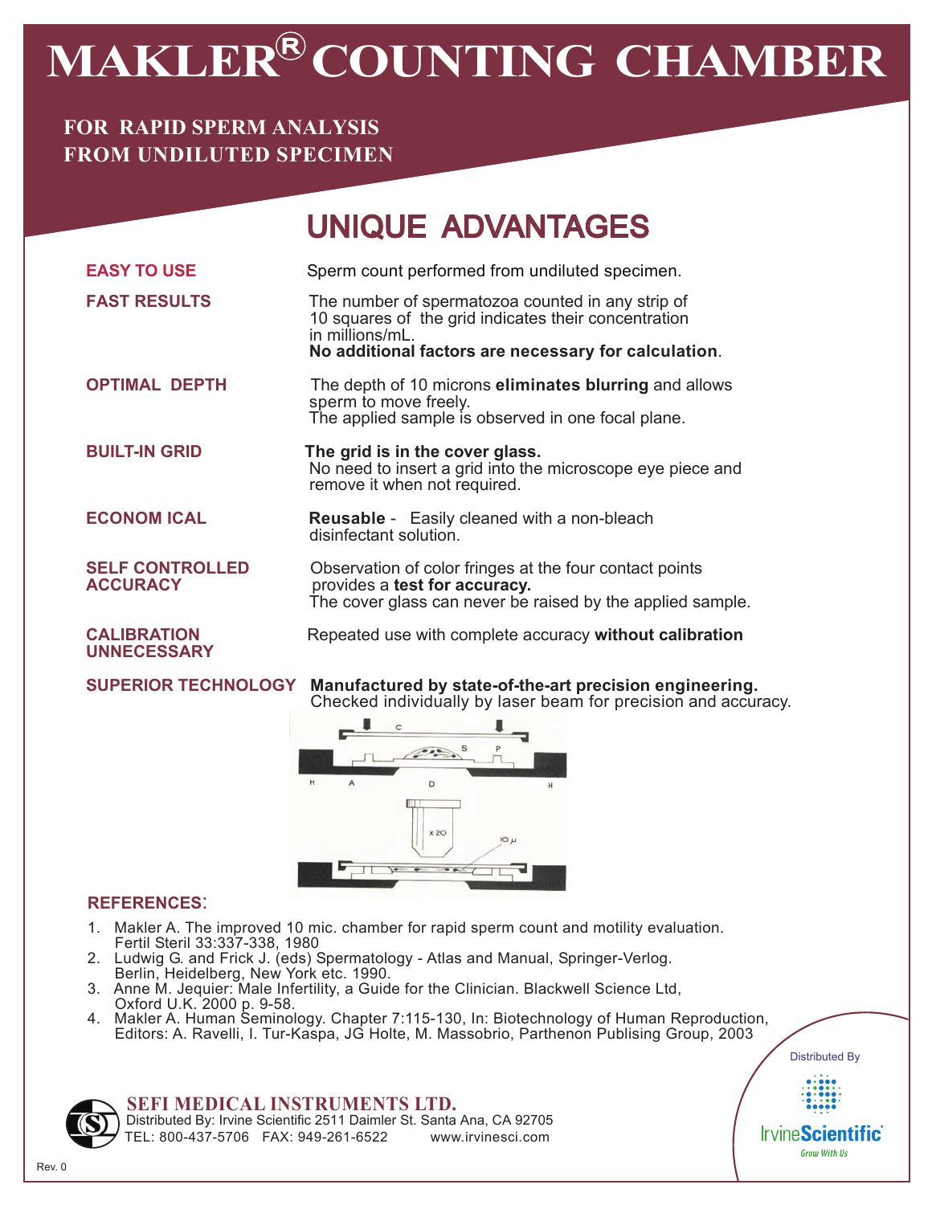# MAKLER® COUNTING CHAMBER

**FOR RAPID SPERM ANALYSIS**
**FROM UNDILUTED SPECIMEN**

## UNIQUE ADVANTAGES

**EASY TO USE** — Sperm count performed from undiluted specimen.

**FAST RESULTS** — The number of spermatozoa counted in any strip of 10 squares of the grid indicates their concentration in millions/mL. **No additional factors are necessary for calculation**.

**OPTIMAL DEPTH** — The depth of 10 microns **eliminates blurring** and allows sperm to move freely. The applied sample is observed in one focal plane.

**BUILT-IN GRID** — **The grid is in the cover glass.** No need to insert a grid into the microscope eye piece and remove it when not required.

**ECONOM ICAL** — **Reusable** - Easily cleaned with a non-bleach disinfectant solution.

**SELF CONTROLLED ACCURACY** — Observation of color fringes at the four contact points provides a **test for accuracy.** The cover glass can never be raised by the applied sample.

**CALIBRATION UNNECESSARY** — Repeated use with complete accuracy **without calibration**

**SUPERIOR TECHNOLOGY** — **Manufactured by state-of-the-art precision engineering.** Checked individually by laser beam for precision and accuracy.

C
S
P
H
A
D
H
x 20
10 μ

### REFERENCES:

1. Makler A. The improved 10 mic. chamber for rapid sperm count and motility evaluation. Fertil Steril 33:337-338, 1980
2. Ludwig G. and Frick J. (eds) Spermatology - Atlas and Manual, Springer-Verlog. Berlin, Heidelberg, New York etc. 1990.
3. Anne M. Jequier: Male Infertility, a Guide for the Clinician. Blackwell Science Ltd, Oxford U.K. 2000 p. 9-58.
4. Makler A. Human Seminology. Chapter 7:115-130, In: Biotechnology of Human Reproduction, Editors: A. Ravelli, I. Tur-Kaspa, JG Holte, M. Massobrio, Parthenon Publising Group, 2003

**SEFI MEDICAL INSTRUMENTS LTD.**
Distributed By: Irvine Scientific 2511 Daimler St. Santa Ana, CA 92705
TEL: 800-437-5706 FAX: 949-261-6522 www.irvinesci.com

Distributed By
IrvineScientific®
Grow With Us

Rev. 0